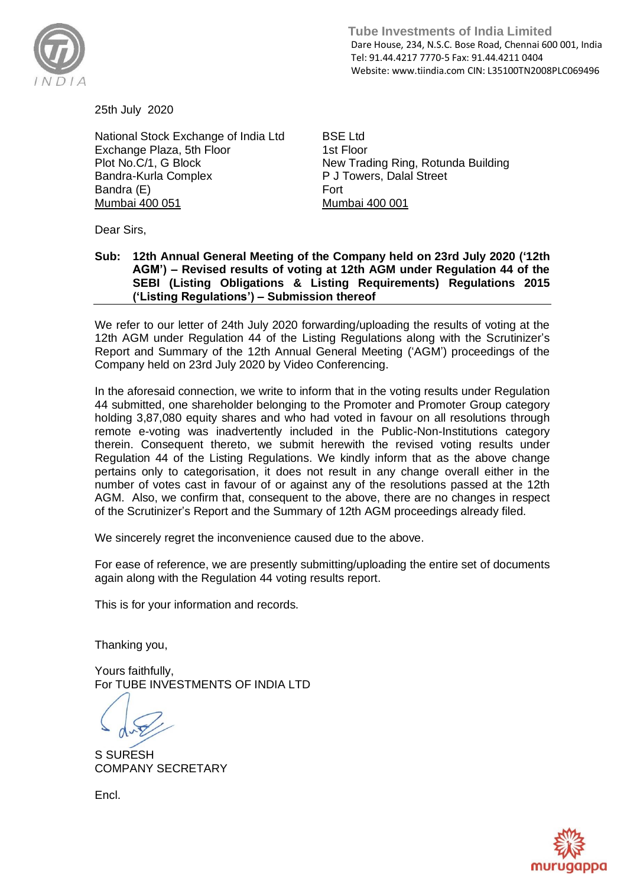**Tube Investments of India Limited**
Dare House, 234, N.S.C. Bose Road, Chennai 600 001, India
Tel: 91.44.4217 7770-5 Fax: 91.44.4211 0404
Website: www.tiindia.com CIN: L35100TN2008PLC069496

25th July 2020

National Stock Exchange of India Ltd
Exchange Plaza, 5th Floor
Plot No.C/1, G Block
Bandra-Kurla Complex
Bandra (E)
Mumbai 400 051

BSE Ltd
1st Floor
New Trading Ring, Rotunda Building
P J Towers, Dalal Street
Fort
Mumbai 400 001

Dear Sirs,

**Sub: 12th Annual General Meeting of the Company held on 23rd July 2020 ('12th AGM') – Revised results of voting at 12th AGM under Regulation 44 of the SEBI (Listing Obligations & Listing Requirements) Regulations 2015 ('Listing Regulations') – Submission thereof**

We refer to our letter of 24th July 2020 forwarding/uploading the results of voting at the 12th AGM under Regulation 44 of the Listing Regulations along with the Scrutinizer's Report and Summary of the 12th Annual General Meeting ('AGM') proceedings of the Company held on 23rd July 2020 by Video Conferencing.

In the aforesaid connection, we write to inform that in the voting results under Regulation 44 submitted, one shareholder belonging to the Promoter and Promoter Group category holding 3,87,080 equity shares and who had voted in favour on all resolutions through remote e-voting was inadvertently included in the Public-Non-Institutions category therein. Consequent thereto, we submit herewith the revised voting results under Regulation 44 of the Listing Regulations. We kindly inform that as the above change pertains only to categorisation, it does not result in any change overall either in the number of votes cast in favour of or against any of the resolutions passed at the 12th AGM. Also, we confirm that, consequent to the above, there are no changes in respect of the Scrutinizer's Report and the Summary of 12th AGM proceedings already filed.

We sincerely regret the inconvenience caused due to the above.

For ease of reference, we are presently submitting/uploading the entire set of documents again along with the Regulation 44 voting results report.

This is for your information and records.

Thanking you,

Yours faithfully,
For TUBE INVESTMENTS OF INDIA LTD

S SURESH
COMPANY SECRETARY

Encl.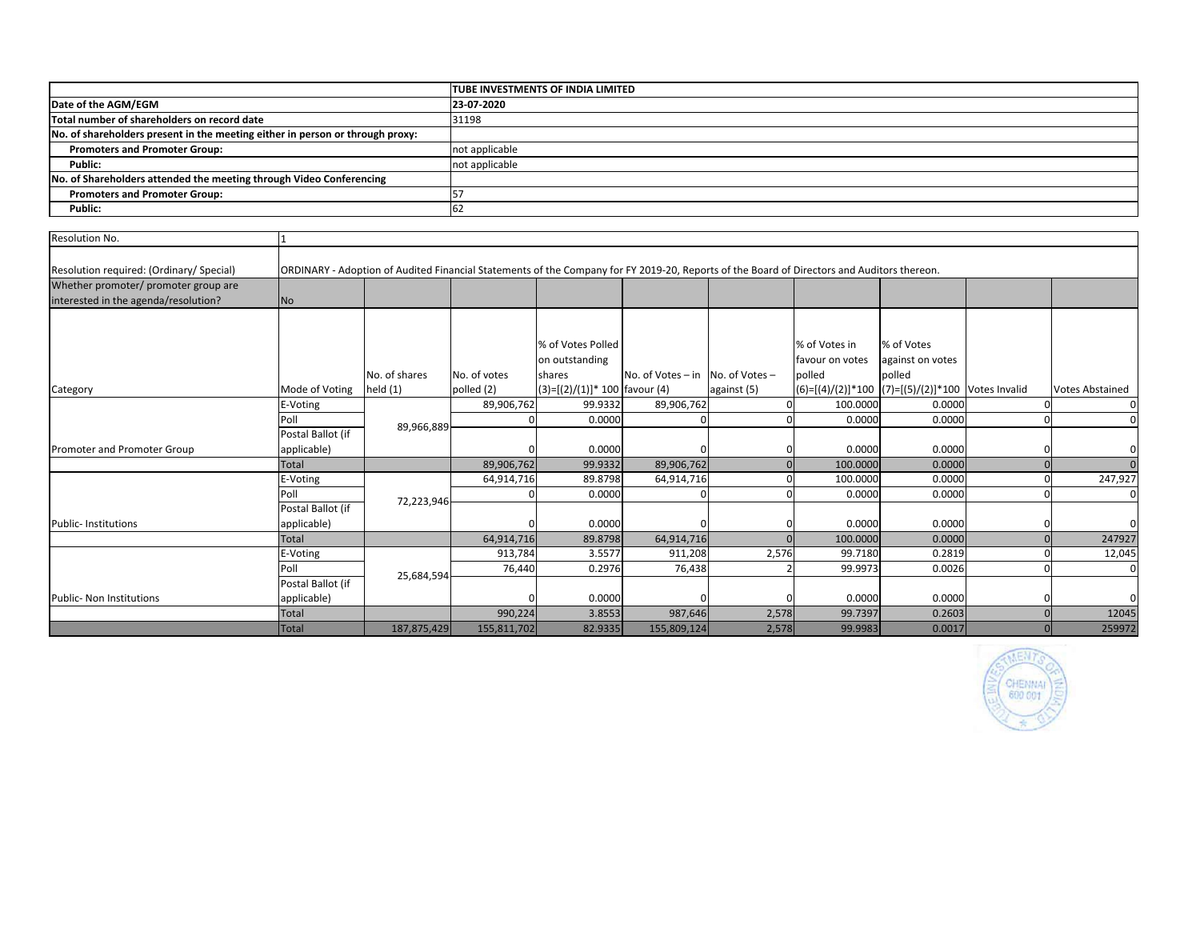| | TUBE INVESTMENTS OF INDIA LIMITED |
|---|---|
| **Date of the AGM/EGM** | **23-07-2020** |
| **Total number of shareholders on record date** | 31198 |
| **No. of shareholders present in the meeting either in person or through proxy:** | |
| **Promoters and Promoter Group:** | not applicable |
| **Public:** | not applicable |
| **No. of Shareholders attended the meeting through Video Conferencing** | |
| **Promoters and Promoter Group:** | 57 |
| **Public:** | 62 |

| Resolution No. | 1 | | | | | | | | | |
|---|---|---|---|---|---|---|---|---|---|---|
| Resolution required: (Ordinary/ Special) | ORDINARY - Adoption of Audited Financial Statements of the Company for FY 2019-20, Reports of the Board of Directors and Auditors thereon. | | | | | | | | | |
| Whether promoter/ promoter group are interested in the agenda/resolution? | No | | | | | | | | | |
| Category | Mode of Voting | No. of shares held (1) | No. of votes polled (2) | % of Votes Polled on outstanding shares (3)=[(2)/(1)]* 100 | No. of Votes – in favour (4) | No. of Votes – against (5) | % of Votes in favour on votes polled (6)=[(4)/(2)]*100 | % of Votes against on votes polled (7)=[(5)/(2)]*100 | Votes Invalid | Votes Abstained |
| Promoter and Promoter Group | E-Voting | 89,966,889 | 89,906,762 | 99.9332 | 89,906,762 | 0 | 100.0000 | 0.0000 | 0 | 0 |
| | Poll | | 0 | 0.0000 | 0 | 0 | 0.0000 | 0.0000 | 0 | 0 |
| | Postal Ballot (if applicable) | | 0 | 0.0000 | 0 | 0 | 0.0000 | 0.0000 | 0 | 0 |
| | Total | | 89,906,762 | 99.9332 | 89,906,762 | 0 | 100.0000 | 0.0000 | 0 | 0 |
| Public- Institutions | E-Voting | 72,223,946 | 64,914,716 | 89.8798 | 64,914,716 | 0 | 100.0000 | 0.0000 | 0 | 247,927 |
| | Poll | | 0 | 0.0000 | 0 | 0 | 0.0000 | 0.0000 | 0 | 0 |
| | Postal Ballot (if applicable) | | 0 | 0.0000 | 0 | 0 | 0.0000 | 0.0000 | 0 | 0 |
| | Total | | 64,914,716 | 89.8798 | 64,914,716 | 0 | 100.0000 | 0.0000 | 0 | 247927 |
| Public- Non Institutions | E-Voting | 25,684,594 | 913,784 | 3.5577 | 911,208 | 2,576 | 99.7180 | 0.2819 | 0 | 12,045 |
| | Poll | | 76,440 | 0.2976 | 76,438 | 2 | 99.9973 | 0.0026 | 0 | 0 |
| | Postal Ballot (if applicable) | | 0 | 0.0000 | 0 | 0 | 0.0000 | 0.0000 | 0 | 0 |
| | Total | | 990,224 | 3.8553 | 987,646 | 2,578 | 99.7397 | 0.2603 | 0 | 12045 |
| | Total | 187,875,429 | 155,811,702 | 82.9335 | 155,809,124 | 2,578 | 99.9983 | 0.0017 | 0 | 259972 |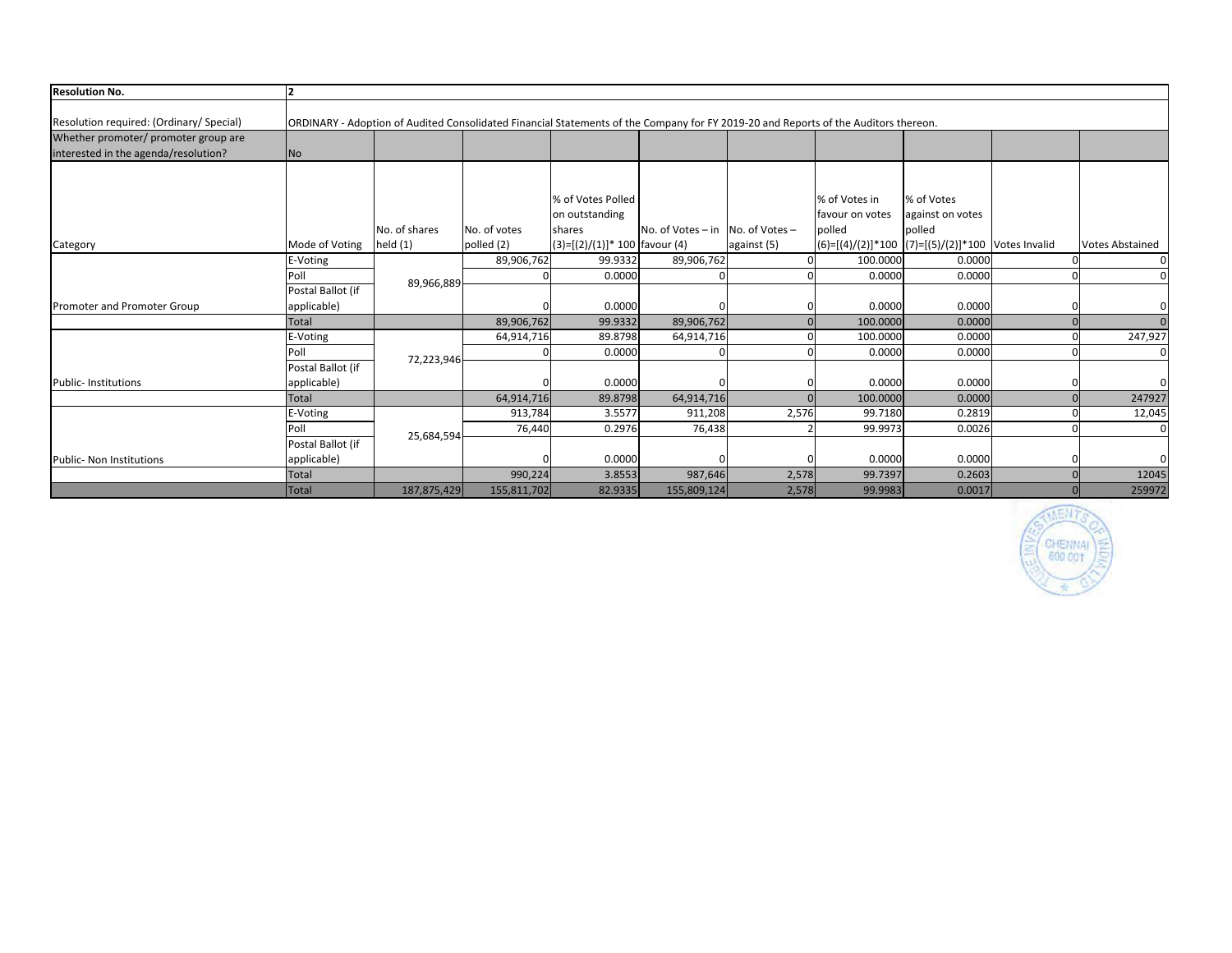| Resolution No. | 2 | | | | | | | | | |
|---|---|---|---|---|---|---|---|---|---|---|
| Resolution required: (Ordinary/ Special) | ORDINARY - Adoption of Audited Consolidated Financial Statements of the Company for FY 2019-20 and Reports of the Auditors thereon. | | | | | | | | | |
| Whether promoter/ promoter group are interested in the agenda/resolution? | No | | | | | | | | | |
| Category | Mode of Voting | No. of shares held (1) | No. of votes polled (2) | % of Votes Polled on outstanding shares (3)=[(2)/(1)]* 100 | No. of Votes – in favour (4) | No. of Votes – against (5) | % of Votes in favour on votes polled (6)=[(4)/(2)]*100 | % of Votes against on votes polled (7)=[(5)/(2)]*100 | Votes Invalid | Votes Abstained |
| Promoter and Promoter Group | E-Voting | 89,966,889 | 89,906,762 | 99.9332 | 89,906,762 | 0 | 100.0000 | 0.0000 | 0 | 0 |
| | Poll | | 0 | 0.0000 | 0 | 0 | 0.0000 | 0.0000 | 0 | 0 |
| | Postal Ballot (if applicable) | | 0 | 0.0000 | 0 | 0 | 0.0000 | 0.0000 | 0 | 0 |
| | Total | | 89,906,762 | 99.9332 | 89,906,762 | 0 | 100.0000 | 0.0000 | 0 | 0 |
| Public- Institutions | E-Voting | 72,223,946 | 64,914,716 | 89.8798 | 64,914,716 | 0 | 100.0000 | 0.0000 | 0 | 247,927 |
| | Poll | | 0 | 0.0000 | 0 | 0 | 0.0000 | 0.0000 | 0 | 0 |
| | Postal Ballot (if applicable) | | 0 | 0.0000 | 0 | 0 | 0.0000 | 0.0000 | 0 | 0 |
| | Total | | 64,914,716 | 89.8798 | 64,914,716 | 0 | 100.0000 | 0.0000 | 0 | 247927 |
| Public- Non Institutions | E-Voting | 25,684,594 | 913,784 | 3.5577 | 911,208 | 2,576 | 99.7180 | 0.2819 | 0 | 12,045 |
| | Poll | | 76,440 | 0.2976 | 76,438 | 2 | 99.9973 | 0.0026 | 0 | 0 |
| | Postal Ballot (if applicable) | | 0 | 0.0000 | 0 | 0 | 0.0000 | 0.0000 | 0 | 0 |
| | Total | | 990,224 | 3.8553 | 987,646 | 2,578 | 99.7397 | 0.2603 | 0 | 12045 |
| | Total | 187,875,429 | 155,811,702 | 82.9335 | 155,809,124 | 2,578 | 99.9983 | 0.0017 | 0 | 259972 |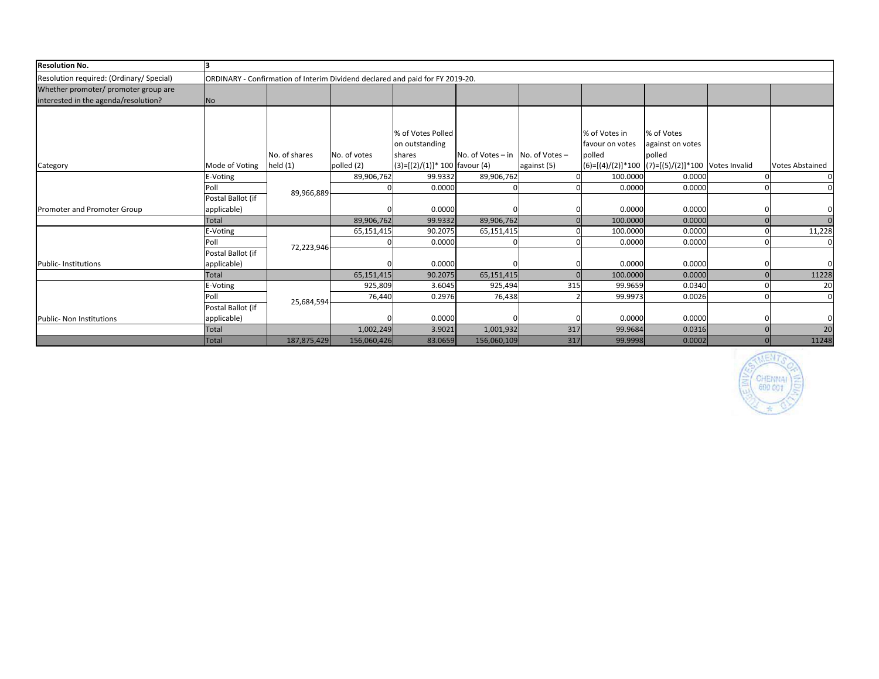| Resolution No. | 3 | | | | | | | | | |
|---|---|---|---|---|---|---|---|---|---|---|
| Resolution required: (Ordinary/ Special) | ORDINARY - Confirmation of Interim Dividend declared and paid for FY 2019-20. | | | | | | | | | |
| Whether promoter/ promoter group are interested in the agenda/resolution? | No | | | | | | | | | |
| Category | Mode of Voting | No. of shares held (1) | No. of votes polled (2) | % of Votes Polled on outstanding shares (3)=[(2)/(1)]* 100 | No. of Votes – in favour (4) | No. of Votes – against (5) | % of Votes in favour on votes polled (6)=[(4)/(2)]*100 | % of Votes against on votes polled (7)=[(5)/(2)]*100 | Votes Invalid | Votes Abstained |
| Promoter and Promoter Group | E-Voting | 89,966,889 | 89,906,762 | 99.9332 | 89,906,762 | 0 | 100.0000 | 0.0000 | 0 | 0 |
| | Poll | | 0 | 0.0000 | 0 | 0 | 0.0000 | 0.0000 | 0 | 0 |
| | Postal Ballot (if applicable) | | 0 | 0.0000 | 0 | 0 | 0.0000 | 0.0000 | 0 | 0 |
| | Total | | 89,906,762 | 99.9332 | 89,906,762 | 0 | 100.0000 | 0.0000 | 0 | 0 |
| Public- Institutions | E-Voting | 72,223,946 | 65,151,415 | 90.2075 | 65,151,415 | 0 | 100.0000 | 0.0000 | 0 | 11,228 |
| | Poll | | 0 | 0.0000 | 0 | 0 | 0.0000 | 0.0000 | 0 | 0 |
| | Postal Ballot (if applicable) | | 0 | 0.0000 | 0 | 0 | 0.0000 | 0.0000 | 0 | 0 |
| | Total | | 65,151,415 | 90.2075 | 65,151,415 | 0 | 100.0000 | 0.0000 | 0 | 11228 |
| Public- Non Institutions | E-Voting | 25,684,594 | 925,809 | 3.6045 | 925,494 | 315 | 99.9659 | 0.0340 | 0 | 20 |
| | Poll | | 76,440 | 0.2976 | 76,438 | 2 | 99.9973 | 0.0026 | 0 | 0 |
| | Postal Ballot (if applicable) | | 0 | 0.0000 | 0 | 0 | 0.0000 | 0.0000 | 0 | 0 |
| | Total | | 1,002,249 | 3.9021 | 1,001,932 | 317 | 99.9684 | 0.0316 | 0 | 20 |
| | Total | 187,875,429 | 156,060,426 | 83.0659 | 156,060,109 | 317 | 99.9998 | 0.0002 | 0 | 11248 |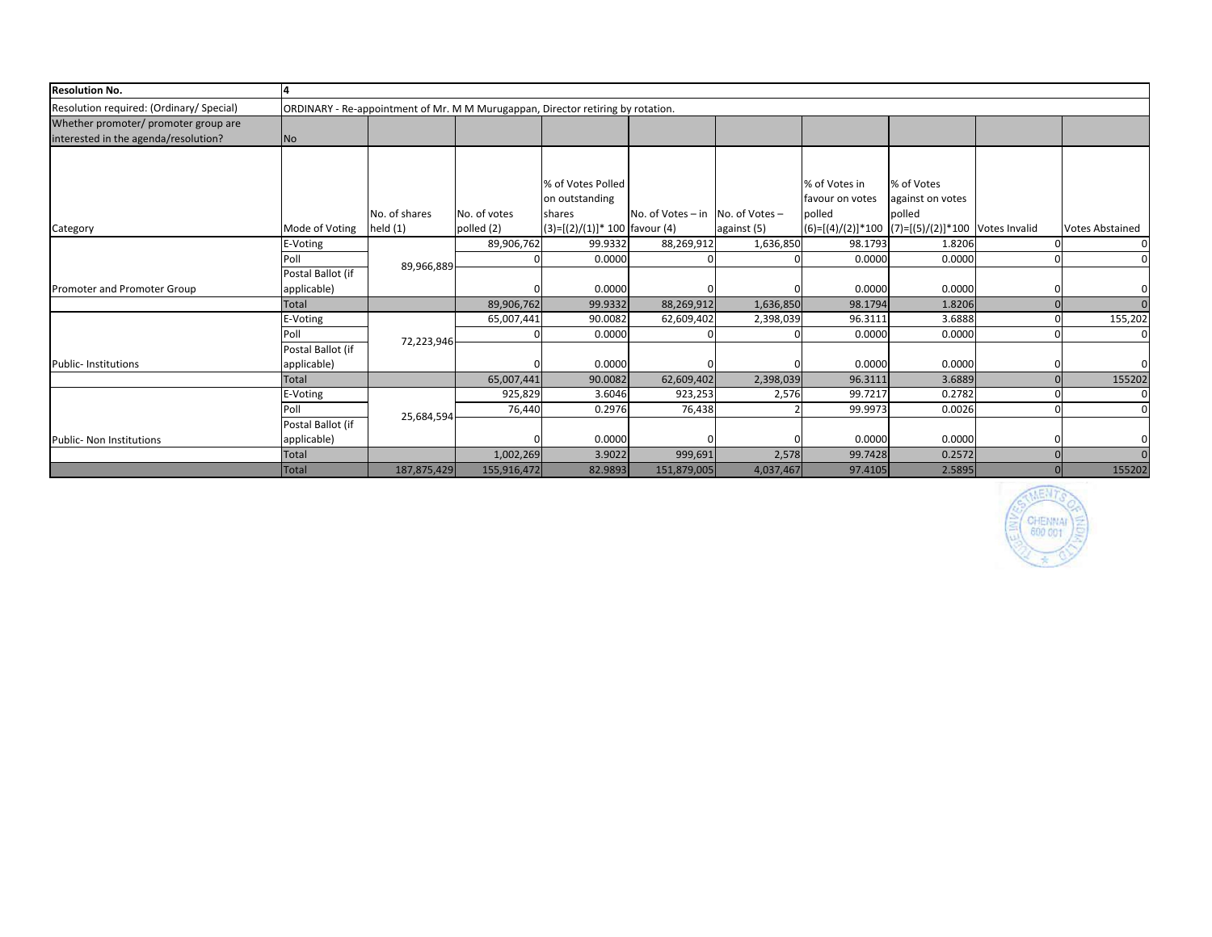| | | | | | | | | | | |
|---|---|---|---|---|---|---|---|---|---|---|
| **Resolution No.** | **4** | | | | | | | | | |
| Resolution required: (Ordinary/ Special) | ORDINARY - Re-appointment of Mr. M M Murugappan, Director retiring by rotation. | | | | | | | | | |
| Whether promoter/ promoter group are interested in the agenda/resolution? | No | | | | | | | | | |
| Category | Mode of Voting | No. of shares held (1) | No. of votes polled (2) | % of Votes Polled on outstanding shares (3)=[(2)/(1)]* 100 | No. of Votes – in favour (4) | No. of Votes – against (5) | % of Votes in favour on votes polled (6)=[(4)/(2)]*100 | % of Votes against on votes polled (7)=[(5)/(2)]*100 | Votes Invalid | Votes Abstained |
| Promoter and Promoter Group | E-Voting | 89,966,889 | 89,906,762 | 99.9332 | 88,269,912 | 1,636,850 | 98.1793 | 1.8206 | 0 | 0 |
| | Poll | | 0 | 0.0000 | 0 | 0 | 0.0000 | 0.0000 | 0 | 0 |
| | Postal Ballot (if applicable) | | 0 | 0.0000 | 0 | 0 | 0.0000 | 0.0000 | 0 | 0 |
| | Total | | 89,906,762 | 99.9332 | 88,269,912 | 1,636,850 | 98.1794 | 1.8206 | 0 | 0 |
| Public- Institutions | E-Voting | 72,223,946 | 65,007,441 | 90.0082 | 62,609,402 | 2,398,039 | 96.3111 | 3.6888 | 0 | 155,202 |
| | Poll | | 0 | 0.0000 | 0 | 0 | 0.0000 | 0.0000 | 0 | 0 |
| | Postal Ballot (if applicable) | | 0 | 0.0000 | 0 | 0 | 0.0000 | 0.0000 | 0 | 0 |
| | Total | | 65,007,441 | 90.0082 | 62,609,402 | 2,398,039 | 96.3111 | 3.6889 | 0 | 155202 |
| Public- Non Institutions | E-Voting | 25,684,594 | 925,829 | 3.6046 | 923,253 | 2,576 | 99.7217 | 0.2782 | 0 | 0 |
| | Poll | | 76,440 | 0.2976 | 76,438 | 2 | 99.9973 | 0.0026 | 0 | 0 |
| | Postal Ballot (if applicable) | | 0 | 0.0000 | 0 | 0 | 0.0000 | 0.0000 | 0 | 0 |
| | Total | | 1,002,269 | 3.9022 | 999,691 | 2,578 | 99.7428 | 0.2572 | 0 | 0 |
| | Total | 187,875,429 | 155,916,472 | 82.9893 | 151,879,005 | 4,037,467 | 97.4105 | 2.5895 | 0 | 155202 |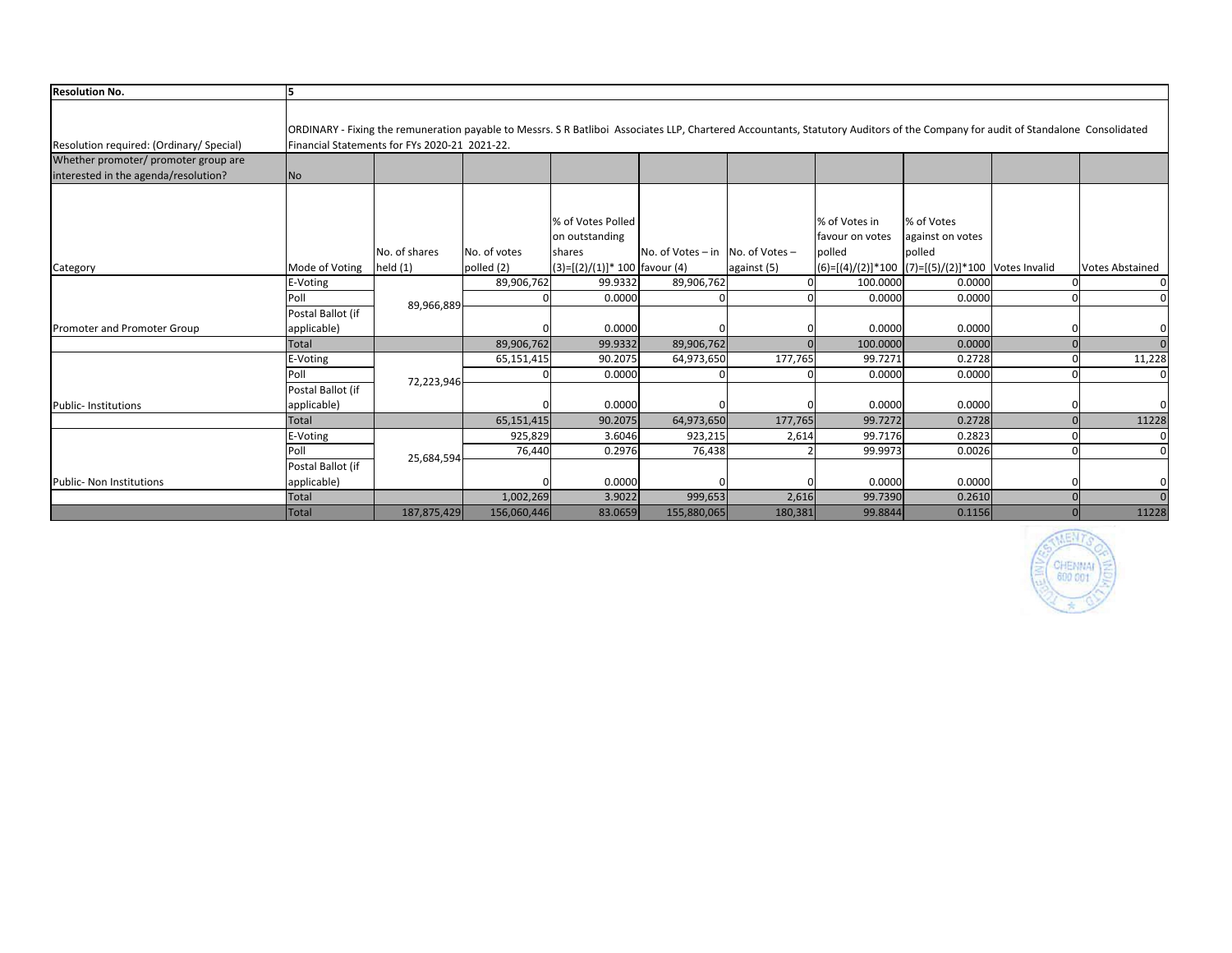| Resolution No. | 5 | | | | | | | | | |
|---|---|---|---|---|---|---|---|---|---|---|
| Resolution required: (Ordinary/ Special) | ORDINARY - Fixing the remuneration payable to Messrs. S R Batliboi Associates LLP, Chartered Accountants, Statutory Auditors of the Company for audit of Standalone Consolidated Financial Statements for FYs 2020-21 2021-22. | | | | | | | | | |
| Whether promoter/ promoter group are interested in the agenda/resolution? | No | | | | | | | | | |
| Category | Mode of Voting | No. of shares held (1) | No. of votes polled (2) | % of Votes Polled on outstanding shares (3)=[(2)/(1)]* 100 | No. of Votes – in favour (4) | No. of Votes – against (5) | % of Votes in favour on votes polled (6)=[(4)/(2)]*100 | % of Votes against on votes polled (7)=[(5)/(2)]*100 | Votes Invalid | Votes Abstained |
| Promoter and Promoter Group | E-Voting | 89,966,889 | 89,906,762 | 99.9332 | 89,906,762 | 0 | 100.0000 | 0.0000 | 0 | 0 |
| | Poll | | 0 | 0.0000 | 0 | 0 | 0.0000 | 0.0000 | 0 | 0 |
| | Postal Ballot (if applicable) | | 0 | 0.0000 | 0 | 0 | 0.0000 | 0.0000 | 0 | 0 |
| | Total | | 89,906,762 | 99.9332 | 89,906,762 | 0 | 100.0000 | 0.0000 | 0 | 0 |
| Public- Institutions | E-Voting | 72,223,946 | 65,151,415 | 90.2075 | 64,973,650 | 177,765 | 99.7271 | 0.2728 | 0 | 11,228 |
| | Poll | | 0 | 0.0000 | 0 | 0 | 0.0000 | 0.0000 | 0 | 0 |
| | Postal Ballot (if applicable) | | 0 | 0.0000 | 0 | 0 | 0.0000 | 0.0000 | 0 | 0 |
| | Total | | 65,151,415 | 90.2075 | 64,973,650 | 177,765 | 99.7272 | 0.2728 | 0 | 11228 |
| Public- Non Institutions | E-Voting | 25,684,594 | 925,829 | 3.6046 | 923,215 | 2,614 | 99.7176 | 0.2823 | 0 | 0 |
| | Poll | | 76,440 | 0.2976 | 76,438 | 2 | 99.9973 | 0.0026 | 0 | 0 |
| | Postal Ballot (if applicable) | | 0 | 0.0000 | 0 | 0 | 0.0000 | 0.0000 | 0 | 0 |
| | Total | | 1,002,269 | 3.9022 | 999,653 | 2,616 | 99.7390 | 0.2610 | 0 | 0 |
| | Total | 187,875,429 | 156,060,446 | 83.0659 | 155,880,065 | 180,381 | 99.8844 | 0.1156 | 0 | 11228 |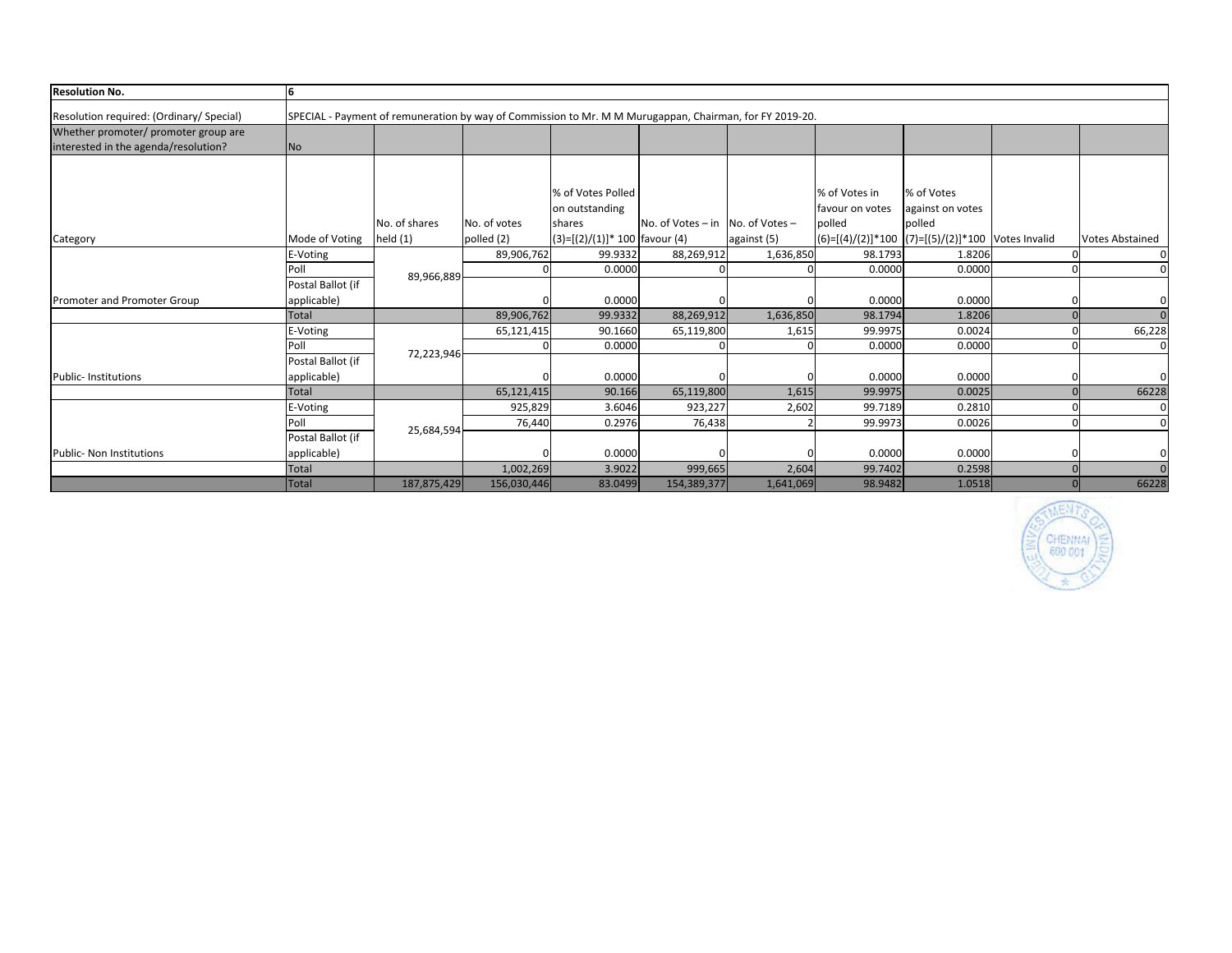| Resolution No. | 6 | | | | | | | | | |
|---|---|---|---|---|---|---|---|---|---|---|
| Resolution required: (Ordinary/ Special) | SPECIAL - Payment of remuneration by way of Commission to Mr. M M Murugappan, Chairman, for FY 2019-20. | | | | | | | | | |
| Whether promoter/ promoter group are interested in the agenda/resolution? | No | | | | | | | | | |
| Category | Mode of Voting | No. of shares held (1) | No. of votes polled (2) | % of Votes Polled on outstanding shares (3)=[(2)/(1)]* 100 | No. of Votes – in favour (4) | No. of Votes – against (5) | % of Votes in favour on votes polled (6)=[(4)/(2)]*100 | % of Votes against on votes polled (7)=[(5)/(2)]*100 | Votes Invalid | Votes Abstained |
| Promoter and Promoter Group | E-Voting | 89,966,889 | 89,906,762 | 99.9332 | 88,269,912 | 1,636,850 | 98.1793 | 1.8206 | 0 | 0 |
| | Poll | | 0 | 0.0000 | 0 | 0 | 0.0000 | 0.0000 | 0 | 0 |
| | Postal Ballot (if applicable) | | 0 | 0.0000 | 0 | 0 | 0.0000 | 0.0000 | 0 | 0 |
| | Total | | 89,906,762 | 99.9332 | 88,269,912 | 1,636,850 | 98.1794 | 1.8206 | 0 | 0 |
| Public- Institutions | E-Voting | 72,223,946 | 65,121,415 | 90.1660 | 65,119,800 | 1,615 | 99.9975 | 0.0024 | 0 | 66,228 |
| | Poll | | 0 | 0.0000 | 0 | 0 | 0.0000 | 0.0000 | 0 | 0 |
| | Postal Ballot (if applicable) | | 0 | 0.0000 | 0 | 0 | 0.0000 | 0.0000 | 0 | 0 |
| | Total | | 65,121,415 | 90.166 | 65,119,800 | 1,615 | 99.9975 | 0.0025 | 0 | 66228 |
| Public- Non Institutions | E-Voting | 25,684,594 | 925,829 | 3.6046 | 923,227 | 2,602 | 99.7189 | 0.2810 | 0 | 0 |
| | Poll | | 76,440 | 0.2976 | 76,438 | 2 | 99.9973 | 0.0026 | 0 | 0 |
| | Postal Ballot (if applicable) | | 0 | 0.0000 | 0 | 0 | 0.0000 | 0.0000 | 0 | 0 |
| | Total | | 1,002,269 | 3.9022 | 999,665 | 2,604 | 99.7402 | 0.2598 | 0 | 0 |
| | Total | 187,875,429 | 156,030,446 | 83.0499 | 154,389,377 | 1,641,069 | 98.9482 | 1.0518 | 0 | 66228 |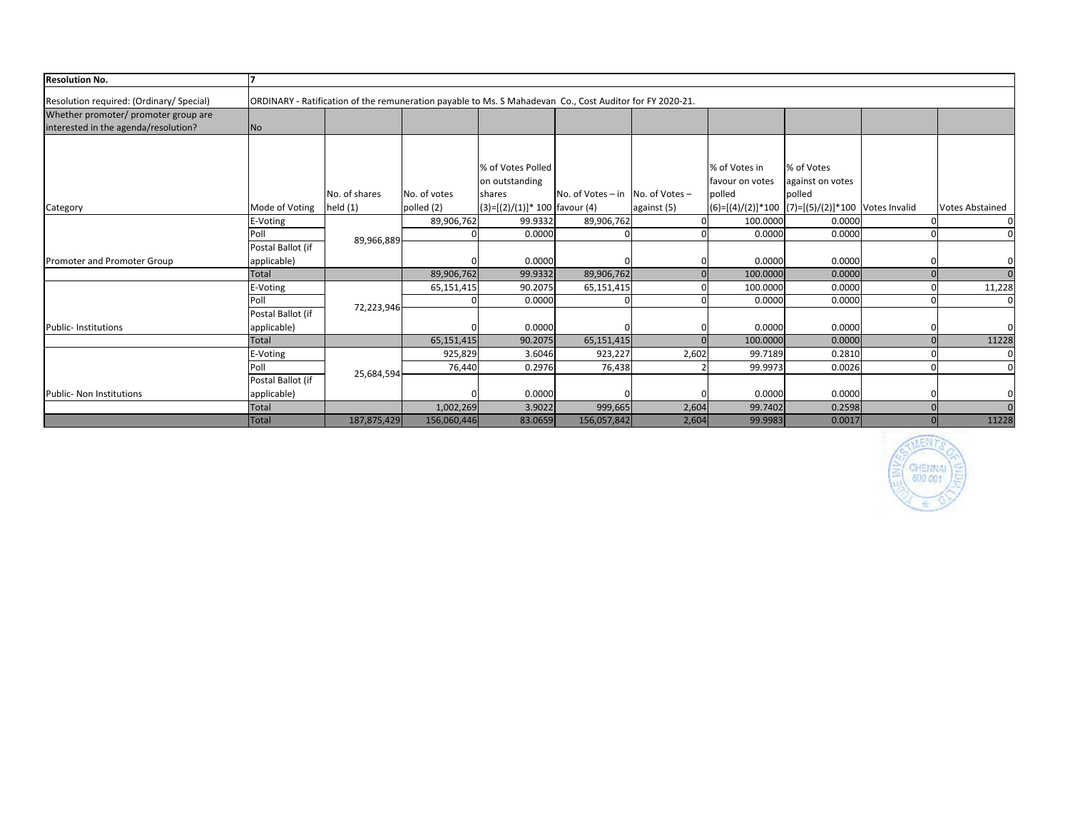| Resolution No. | 7 | | | | | | | | | |
|---|---|---|---|---|---|---|---|---|---|---|
| Resolution required: (Ordinary/ Special) | ORDINARY - Ratification of the remuneration payable to Ms. S Mahadevan Co., Cost Auditor for FY 2020-21. | | | | | | | | | |
| Whether promoter/ promoter group are interested in the agenda/resolution? | No | | | | | | | | | |
| Category | Mode of Voting | No. of shares held (1) | No. of votes polled (2) | % of Votes Polled on outstanding shares (3)=[(2)/(1)]* 100 | No. of Votes – in favour (4) | No. of Votes – against (5) | % of Votes in favour on votes polled (6)=[(4)/(2)]*100 | % of Votes against on votes polled (7)=[(5)/(2)]*100 | Votes Invalid | Votes Abstained |
| Promoter and Promoter Group | E-Voting | 89,966,889 | 89,906,762 | 99.9332 | 89,906,762 | 0 | 100.0000 | 0.0000 | 0 | 0 |
| | Poll | | 0 | 0.0000 | 0 | 0 | 0.0000 | 0.0000 | 0 | 0 |
| | Postal Ballot (if applicable) | | 0 | 0.0000 | 0 | 0 | 0.0000 | 0.0000 | 0 | 0 |
| | Total | | 89,906,762 | 99.9332 | 89,906,762 | 0 | 100.0000 | 0.0000 | 0 | 0 |
| Public- Institutions | E-Voting | 72,223,946 | 65,151,415 | 90.2075 | 65,151,415 | 0 | 100.0000 | 0.0000 | 0 | 11,228 |
| | Poll | | 0 | 0.0000 | 0 | 0 | 0.0000 | 0.0000 | 0 | 0 |
| | Postal Ballot (if applicable) | | 0 | 0.0000 | 0 | 0 | 0.0000 | 0.0000 | 0 | 0 |
| | Total | | 65,151,415 | 90.2075 | 65,151,415 | 0 | 100.0000 | 0.0000 | 0 | 11228 |
| Public- Non Institutions | E-Voting | 25,684,594 | 925,829 | 3.6046 | 923,227 | 2,602 | 99.7189 | 0.2810 | 0 | 0 |
| | Poll | | 76,440 | 0.2976 | 76,438 | 2 | 99.9973 | 0.0026 | 0 | 0 |
| | Postal Ballot (if applicable) | | 0 | 0.0000 | 0 | 0 | 0.0000 | 0.0000 | 0 | 0 |
| | Total | | 1,002,269 | 3.9022 | 999,665 | 2,604 | 99.7402 | 0.2598 | 0 | 0 |
| | Total | 187,875,429 | 156,060,446 | 83.0659 | 156,057,842 | 2,604 | 99.9983 | 0.0017 | 0 | 11228 |